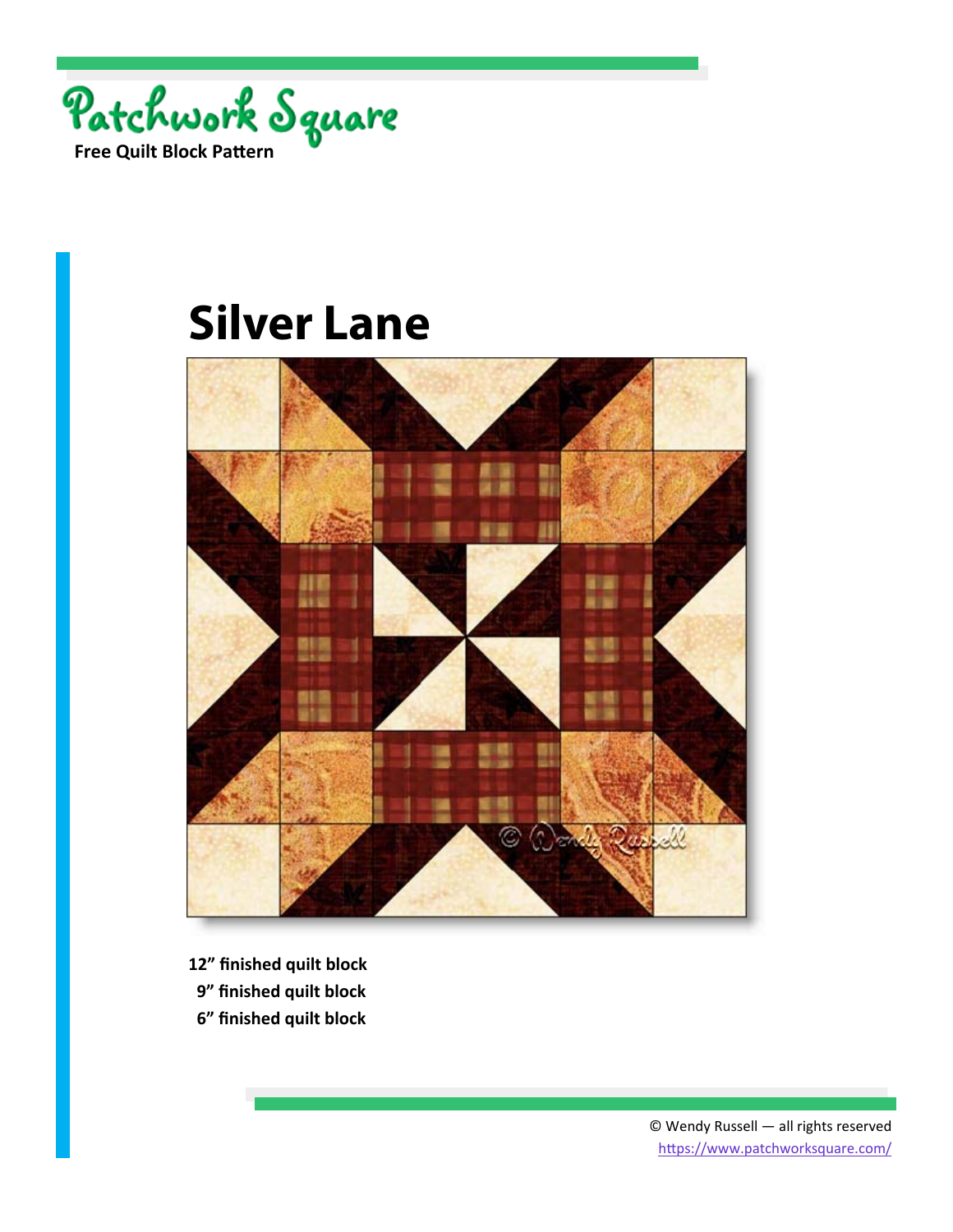Patchwork Square

**Free Quilt Block Pattern**

# Silver Lane

**12" finished quilt block**

**9" finished quilt block**

**6" finished quilt block**

© Wendy Russell — all rights reserved

https://www.patchworksquare.com/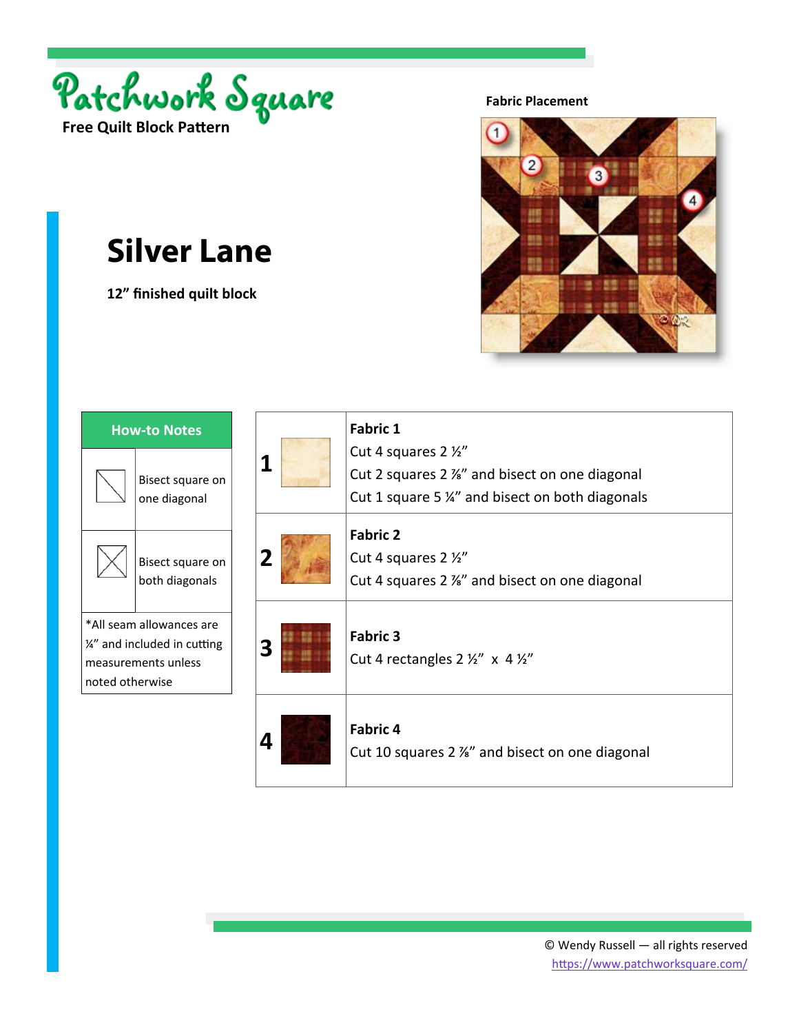Patchwork Square

**Free Quilt Block Pattern**

**Fabric Placement**

# Silver Lane

**12" finished quilt block**

| How-to Notes | |
|---|---|
| | Bisect square on one diagonal |
| | Bisect square on both diagonals |
| *All seam allowances are ¼" and included in cutting measurements unless noted otherwise | |

| | |
|---|---|
| **1** | **Fabric 1**<br>Cut 4 squares 2 ½"<br>Cut 2 squares 2 ⅞" and bisect on one diagonal<br>Cut 1 square 5 ¼" and bisect on both diagonals |
| **2** | **Fabric 2**<br>Cut 4 squares 2 ½"<br>Cut 4 squares 2 ⅞" and bisect on one diagonal |
| **3** | **Fabric 3**<br>Cut 4 rectangles 2 ½" x 4 ½" |
| **4** | **Fabric 4**<br>Cut 10 squares 2 ⅞" and bisect on one diagonal |

© Wendy Russell — all rights reserved
https://www.patchworksquare.com/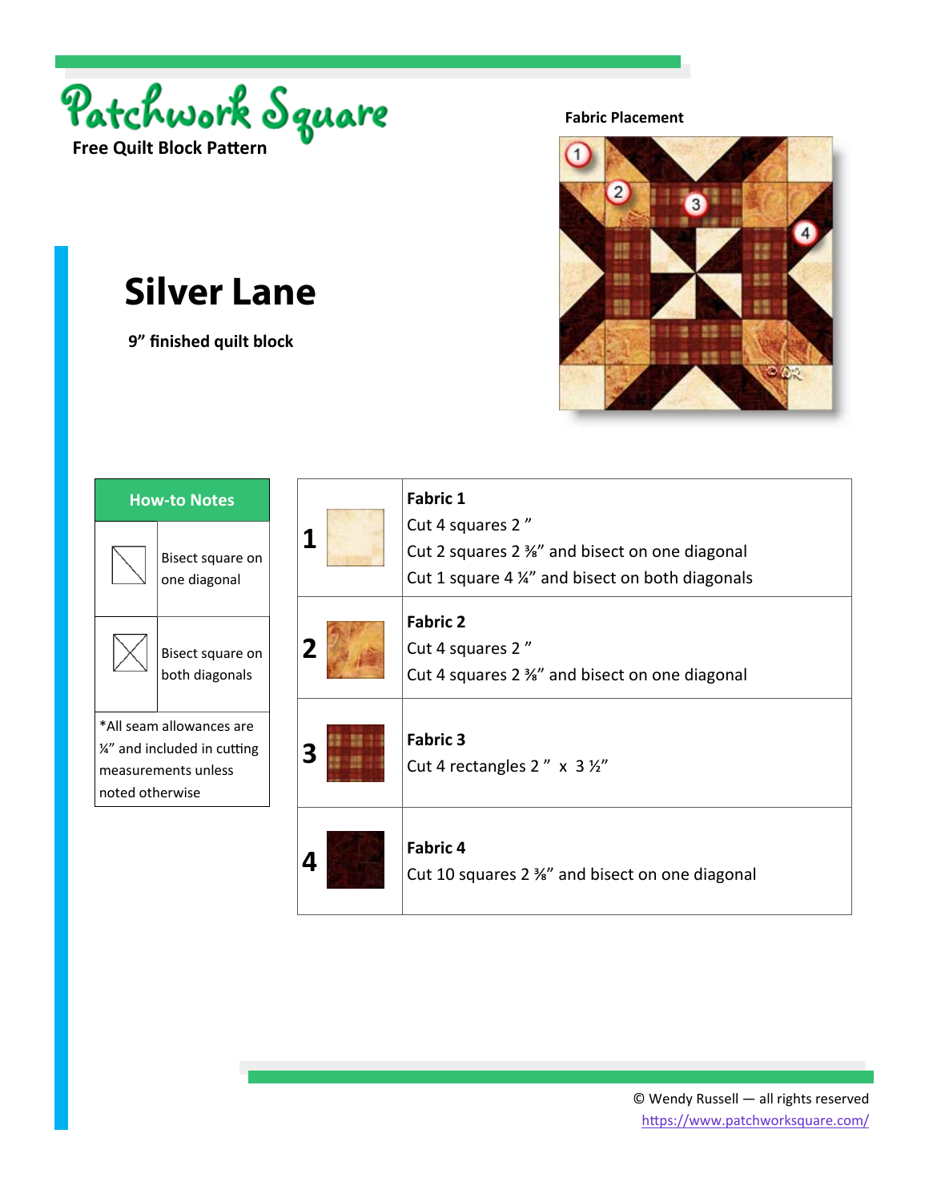Patchwork Square

**Free Quilt Block Pattern**

**Fabric Placement**

# Silver Lane

**9" finished quilt block**

| How-to Notes | |
|---|---|
| | Bisect square on one diagonal |
| | Bisect square on both diagonals |
| *All seam allowances are ¼" and included in cutting measurements unless noted otherwise | |

| | |
|---|---|
| **1** | **Fabric 1**<br>Cut 4 squares 2 "<br>Cut 2 squares 2 ⅜" and bisect on one diagonal<br>Cut 1 square 4 ¼" and bisect on both diagonals |
| **2** | **Fabric 2**<br>Cut 4 squares 2 "<br>Cut 4 squares 2 ⅜" and bisect on one diagonal |
| **3** | **Fabric 3**<br>Cut 4 rectangles 2 " x 3 ½" |
| **4** | **Fabric 4**<br>Cut 10 squares 2 ⅜" and bisect on one diagonal |

© Wendy Russell — all rights reserved
https://www.patchworksquare.com/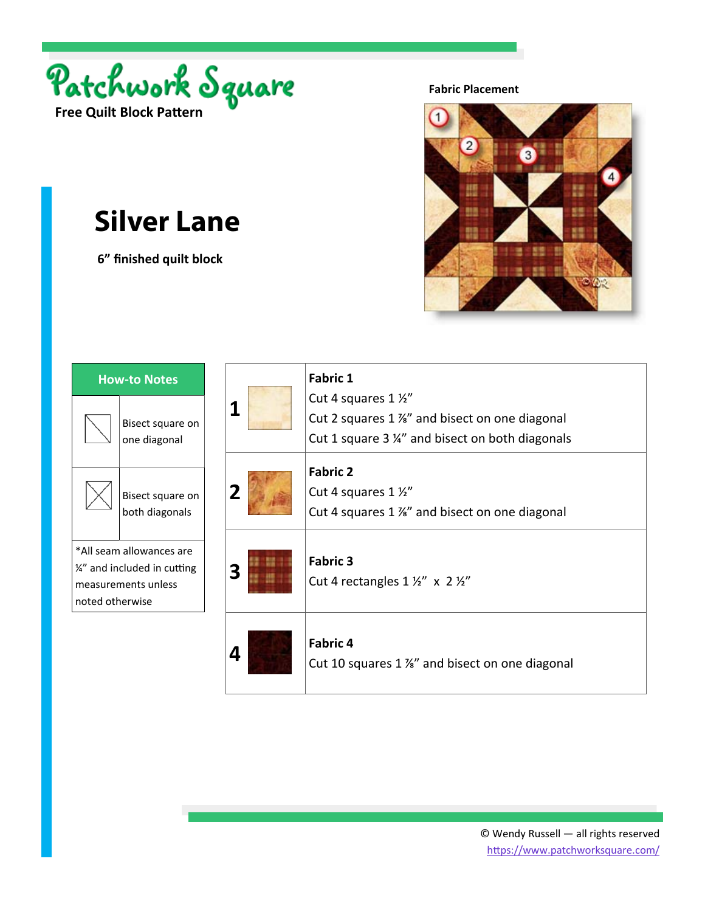# Patchwork Square

**Free Quilt Block Pattern**

**Fabric Placement**

# Silver Lane

**6" finished quilt block**

| How-to Notes | |
|---|---|
| | Bisect square on one diagonal |
| | Bisect square on both diagonals |
| *All seam allowances are ¼" and included in cutting measurements unless noted otherwise | |

| | |
|---|---|
| **1** | **Fabric 1**<br>Cut 4 squares 1 ½"<br>Cut 2 squares 1 ⅞" and bisect on one diagonal<br>Cut 1 square 3 ¼" and bisect on both diagonals |
| **2** | **Fabric 2**<br>Cut 4 squares 1 ½"<br>Cut 4 squares 1 ⅞" and bisect on one diagonal |
| **3** | **Fabric 3**<br>Cut 4 rectangles 1 ½" x 2 ½" |
| **4** | **Fabric 4**<br>Cut 10 squares 1 ⅞" and bisect on one diagonal |

© Wendy Russell — all rights reserved
https://www.patchworksquare.com/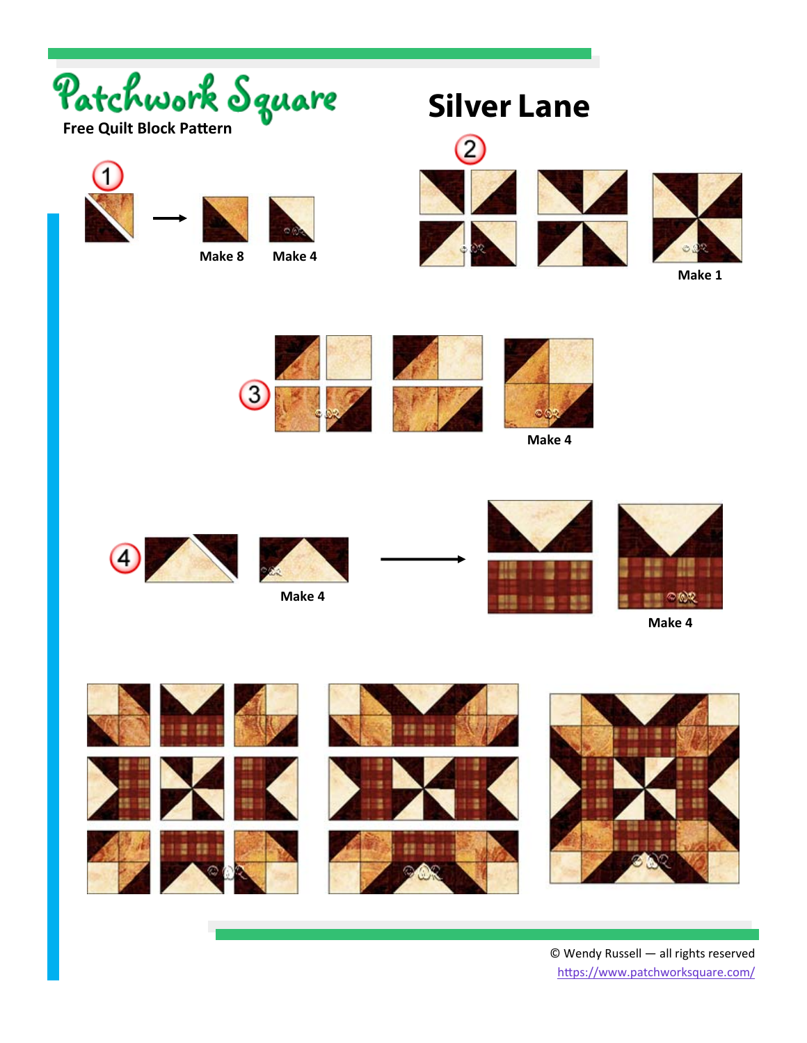# Patchwork Square

Free Quilt Block Pattern

# Silver Lane

1

Make 8

Make 4

2

Make 1

3

Make 4

4

Make 4

Make 4

© Wendy Russell — all rights reserved

https://www.patchworksquare.com/